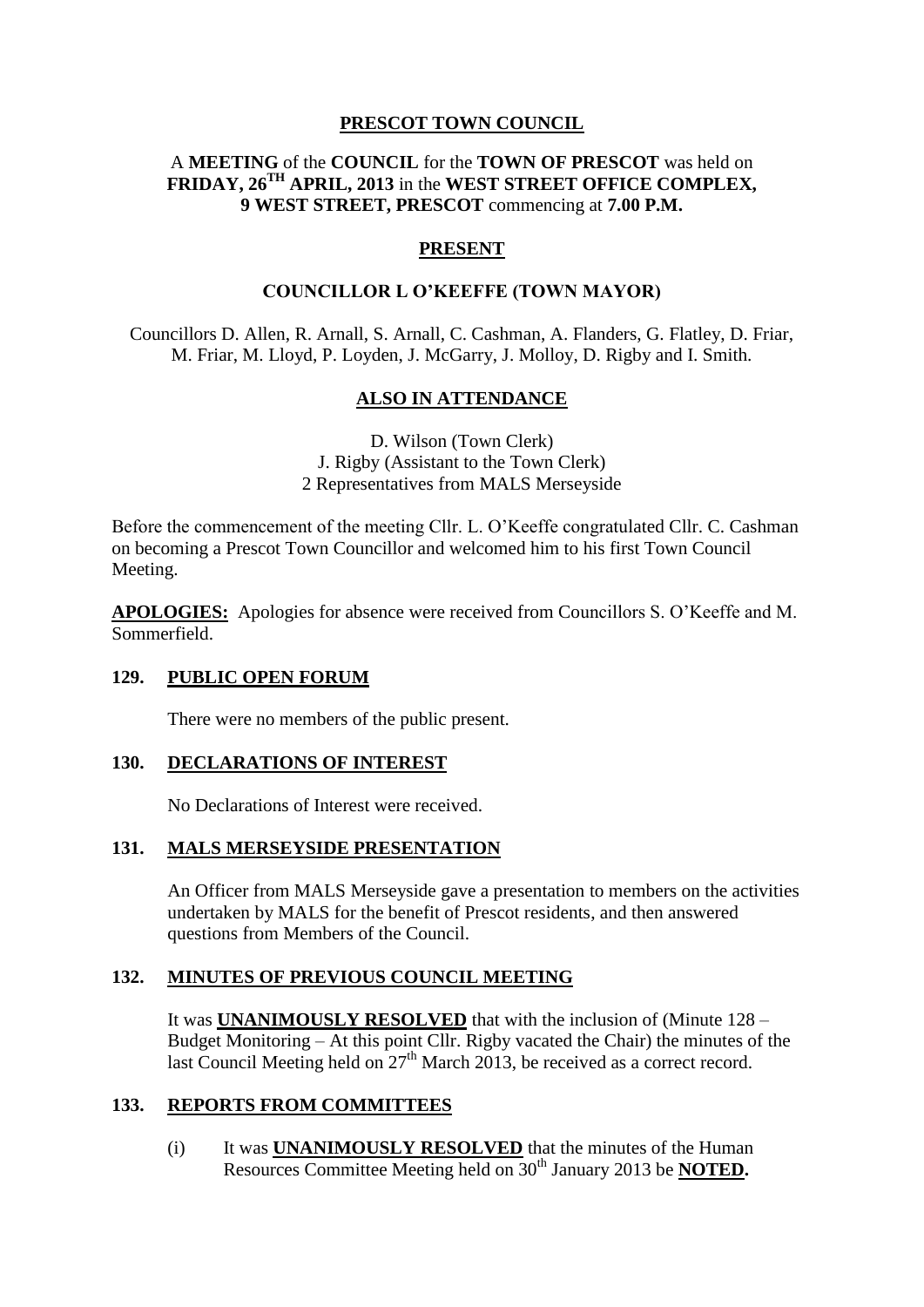# PRESCOT TOWN COUNCIL

A **MEETING** of the **COUNCIL** for the **TOWN OF PRESCOT** was held on **FRIDAY, 26TH APRIL, 2013** in the **WEST STREET OFFICE COMPLEX, 9 WEST STREET, PRESCOT** commencing at **7.00 P.M.**

## PRESENT

**COUNCILLOR L O'KEEFFE (TOWN MAYOR)**

Councillors D. Allen, R. Arnall, S. Arnall, C. Cashman, A. Flanders, G. Flatley, D. Friar, M. Friar, M. Lloyd, P. Loyden, J. McGarry, J. Molloy, D. Rigby and I. Smith.

## ALSO IN ATTENDANCE

D. Wilson (Town Clerk)
J. Rigby (Assistant to the Town Clerk)
2 Representatives from MALS Merseyside

Before the commencement of the meeting Cllr. L. O'Keeffe congratulated Cllr. C. Cashman on becoming a Prescot Town Councillor and welcomed him to his first Town Council Meeting.

**APOLOGIES:** Apologies for absence were received from Councillors S. O'Keeffe and M. Sommerfield.

### 129. PUBLIC OPEN FORUM

There were no members of the public present.

### 130. DECLARATIONS OF INTEREST

No Declarations of Interest were received.

### 131. MALS MERSEYSIDE PRESENTATION

An Officer from MALS Merseyside gave a presentation to members on the activities undertaken by MALS for the benefit of Prescot residents, and then answered questions from Members of the Council.

### 132. MINUTES OF PREVIOUS COUNCIL MEETING

It was **UNANIMOUSLY RESOLVED** that with the inclusion of (Minute 128 – Budget Monitoring – At this point Cllr. Rigby vacated the Chair) the minutes of the last Council Meeting held on 27th March 2013, be received as a correct record.

### 133. REPORTS FROM COMMITTEES

(i) It was **UNANIMOUSLY RESOLVED** that the minutes of the Human Resources Committee Meeting held on 30th January 2013 be **NOTED.**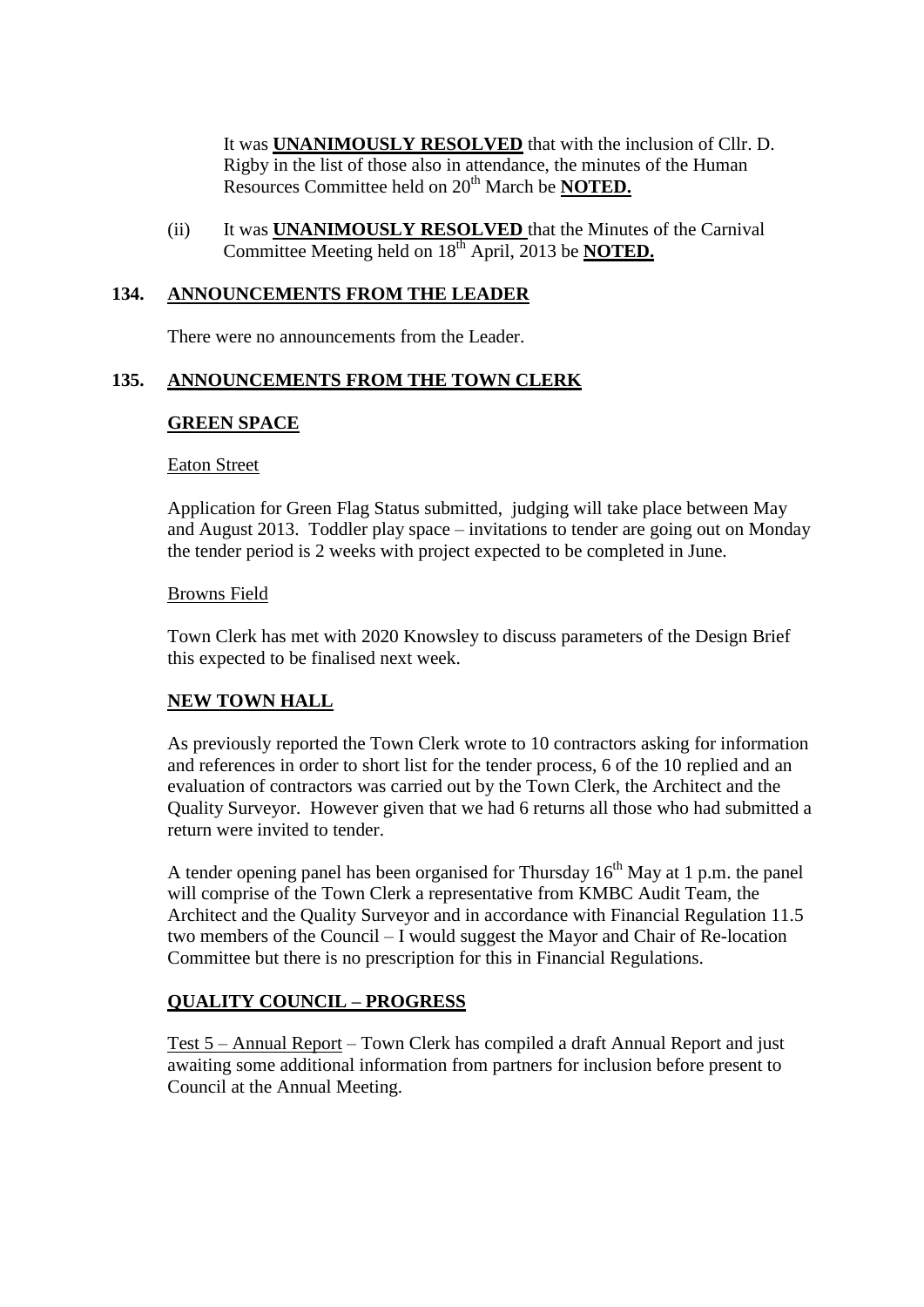It was **UNANIMOUSLY RESOLVED** that with the inclusion of Cllr. D. Rigby in the list of those also in attendance, the minutes of the Human Resources Committee held on 20th March be **NOTED.**

(ii) It was **UNANIMOUSLY RESOLVED** that the Minutes of the Carnival Committee Meeting held on 18th April, 2013 be **NOTED.**

## 134. ANNOUNCEMENTS FROM THE LEADER

There were no announcements from the Leader.

## 135. ANNOUNCEMENTS FROM THE TOWN CLERK

### GREEN SPACE

Eaton Street

Application for Green Flag Status submitted, judging will take place between May and August 2013. Toddler play space – invitations to tender are going out on Monday the tender period is 2 weeks with project expected to be completed in June.

Browns Field

Town Clerk has met with 2020 Knowsley to discuss parameters of the Design Brief this expected to be finalised next week.

### NEW TOWN HALL

As previously reported the Town Clerk wrote to 10 contractors asking for information and references in order to short list for the tender process, 6 of the 10 replied and an evaluation of contractors was carried out by the Town Clerk, the Architect and the Quality Surveyor. However given that we had 6 returns all those who had submitted a return were invited to tender.

A tender opening panel has been organised for Thursday 16th May at 1 p.m. the panel will comprise of the Town Clerk a representative from KMBC Audit Team, the Architect and the Quality Surveyor and in accordance with Financial Regulation 11.5 two members of the Council – I would suggest the Mayor and Chair of Re-location Committee but there is no prescription for this in Financial Regulations.

### QUALITY COUNCIL – PROGRESS

Test 5 – Annual Report – Town Clerk has compiled a draft Annual Report and just awaiting some additional information from partners for inclusion before present to Council at the Annual Meeting.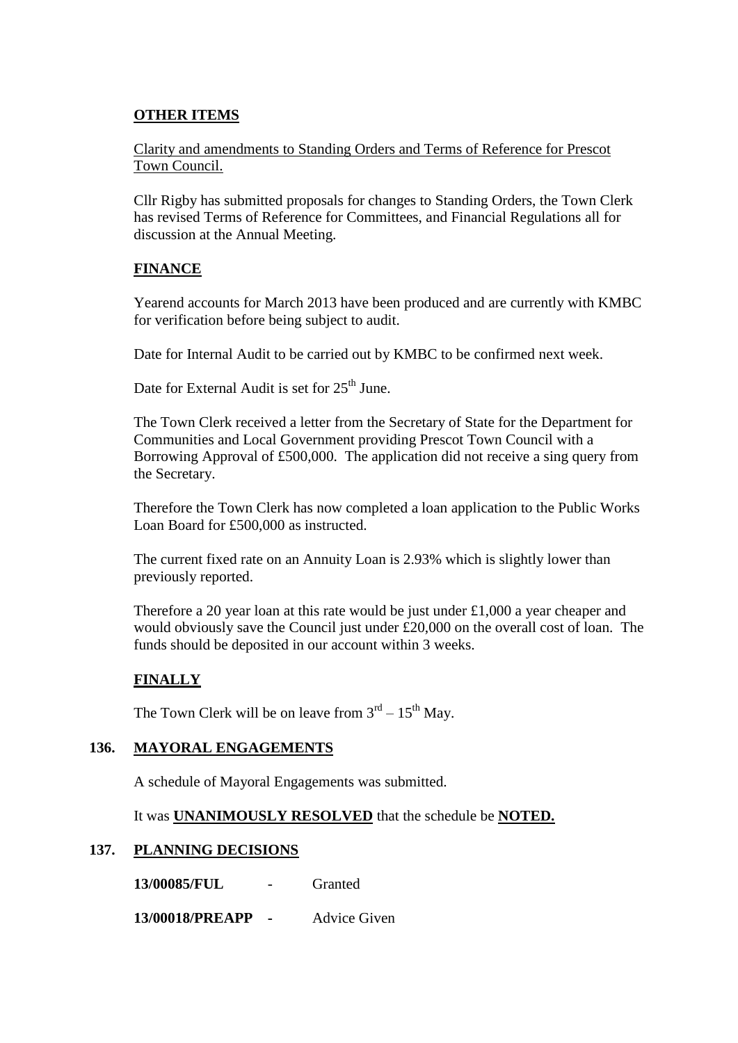**OTHER ITEMS**

Clarity and amendments to Standing Orders and Terms of Reference for Prescot Town Council.

Cllr Rigby has submitted proposals for changes to Standing Orders, the Town Clerk has revised Terms of Reference for Committees, and Financial Regulations all for discussion at the Annual Meeting.

**FINANCE**

Yearend accounts for March 2013 have been produced and are currently with KMBC for verification before being subject to audit.

Date for Internal Audit to be carried out by KMBC to be confirmed next week.

Date for External Audit is set for 25th June.

The Town Clerk received a letter from the Secretary of State for the Department for Communities and Local Government providing Prescot Town Council with a Borrowing Approval of £500,000. The application did not receive a sing query from the Secretary.

Therefore the Town Clerk has now completed a loan application to the Public Works Loan Board for £500,000 as instructed.

The current fixed rate on an Annuity Loan is 2.93% which is slightly lower than previously reported.

Therefore a 20 year loan at this rate would be just under £1,000 a year cheaper and would obviously save the Council just under £20,000 on the overall cost of loan. The funds should be deposited in our account within 3 weeks.

**FINALLY**

The Town Clerk will be on leave from 3rd – 15th May.

**136. MAYORAL ENGAGEMENTS**

A schedule of Mayoral Engagements was submitted.

It was **UNANIMOUSLY RESOLVED** that the schedule be **NOTED.**

**137. PLANNING DECISIONS**

**13/00085/FUL** - Granted

**13/00018/PREAPP** - Advice Given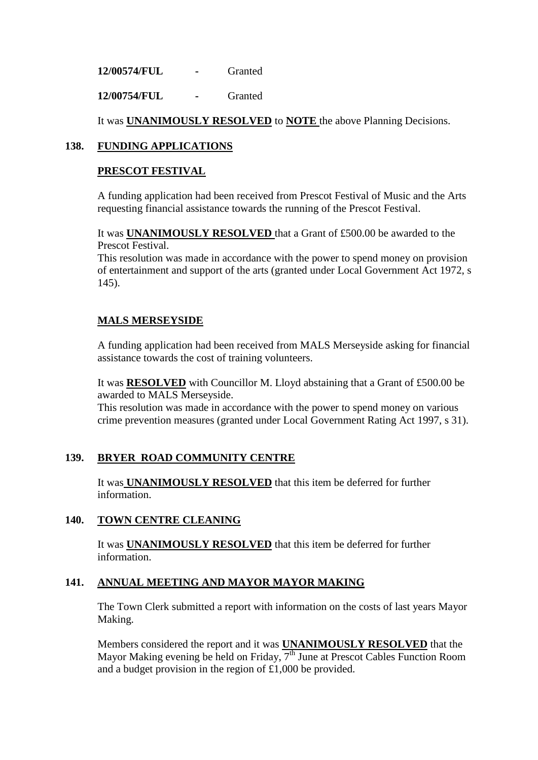**12/00574/FUL** - Granted

**12/00754/FUL** - Granted

It was **UNANIMOUSLY RESOLVED** to **NOTE** the above Planning Decisions.

## 138. FUNDING APPLICATIONS

### PRESCOT FESTIVAL

A funding application had been received from Prescot Festival of Music and the Arts requesting financial assistance towards the running of the Prescot Festival.

It was **UNANIMOUSLY RESOLVED** that a Grant of £500.00 be awarded to the Prescot Festival.
This resolution was made in accordance with the power to spend money on provision of entertainment and support of the arts (granted under Local Government Act 1972, s 145).

### MALS MERSEYSIDE

A funding application had been received from MALS Merseyside asking for financial assistance towards the cost of training volunteers.

It was **RESOLVED** with Councillor M. Lloyd abstaining that a Grant of £500.00 be awarded to MALS Merseyside.
This resolution was made in accordance with the power to spend money on various crime prevention measures (granted under Local Government Rating Act 1997, s 31).

## 139. BRYER ROAD COMMUNITY CENTRE

It was **UNANIMOUSLY RESOLVED** that this item be deferred for further information.

## 140. TOWN CENTRE CLEANING

It was **UNANIMOUSLY RESOLVED** that this item be deferred for further information.

## 141. ANNUAL MEETING AND MAYOR MAYOR MAKING

The Town Clerk submitted a report with information on the costs of last years Mayor Making.

Members considered the report and it was **UNANIMOUSLY RESOLVED** that the Mayor Making evening be held on Friday, 7th June at Prescot Cables Function Room and a budget provision in the region of £1,000 be provided.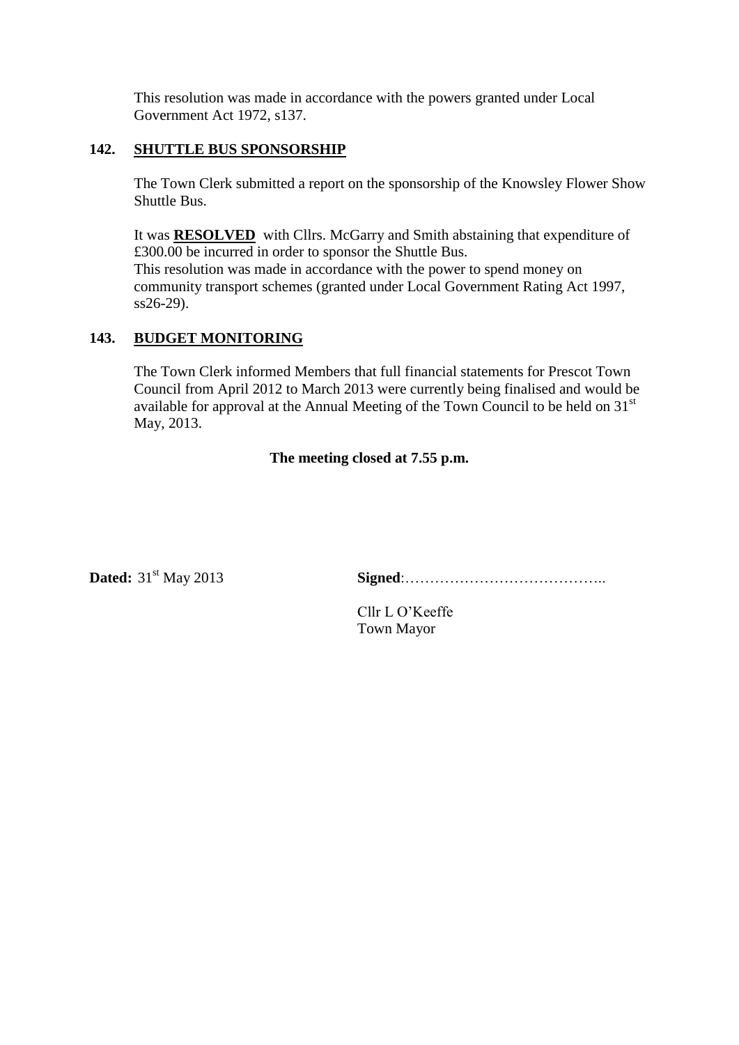This resolution was made in accordance with the powers granted under Local Government Act 1972, s137.

### 142. SHUTTLE BUS SPONSORSHIP

The Town Clerk submitted a report on the sponsorship of the Knowsley Flower Show Shuttle Bus.

It was **RESOLVED** with Cllrs. McGarry and Smith abstaining that expenditure of £300.00 be incurred in order to sponsor the Shuttle Bus.
This resolution was made in accordance with the power to spend money on community transport schemes (granted under Local Government Rating Act 1997, ss26-29).

### 143. BUDGET MONITORING

The Town Clerk informed Members that full financial statements for Prescot Town Council from April 2012 to March 2013 were currently being finalised and would be available for approval at the Annual Meeting of the Town Council to be held on 31st May, 2013.

**The meeting closed at 7.55 p.m.**

**Dated:** 31st May 2013

**Signed**:…………………………………..

Cllr L O'Keeffe
Town Mayor